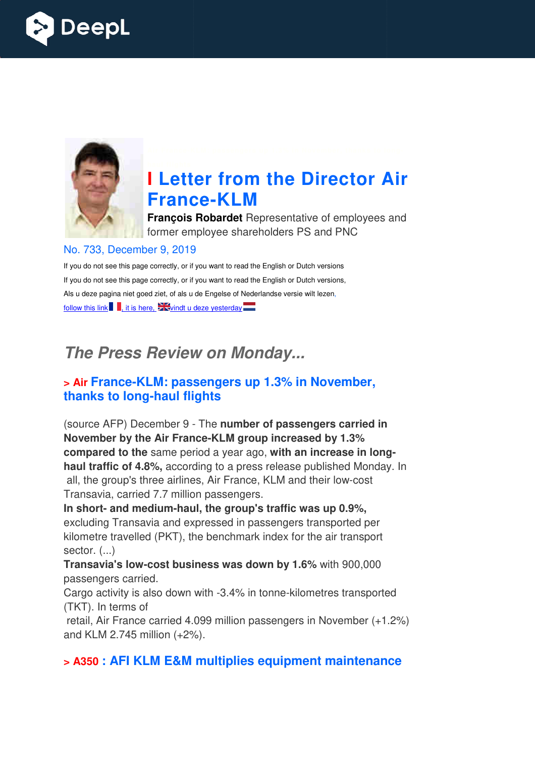DeepL

# I Letter from the Director Air France-KLM

**François Robardet** Representative of employees and former employee shareholders PS and PNC

No. 733, December 9, 2019

If you do not see this page correctly, or if you want to read the English or Dutch versions

If you do not see this page correctly, or if you want to read the English or Dutch versions,

Als u deze pagina niet goed ziet, of als u de Engelse of Nederlandse versie wilt lezen,

follow this link, it is here, vindt u deze yesterday

## *The Press Review on Monday...*

### > Air France-KLM: passengers up 1.3% in November, thanks to long-haul flights

(source AFP) December 9 - The **number of passengers carried in November by the Air France-KLM group increased by 1.3% compared to the** same period a year ago, **with an increase in long-haul traffic of 4.8%,** according to a press release published Monday. In all, the group's three airlines, Air France, KLM and their low-cost Transavia, carried 7.7 million passengers.

**In short- and medium-haul, the group's traffic was up 0.9%,** excluding Transavia and expressed in passengers transported per kilometre travelled (PKT), the benchmark index for the air transport sector. (...)

**Transavia's low-cost business was down by 1.6%** with 900,000 passengers carried.

Cargo activity is also down with -3.4% in tonne-kilometres transported (TKT). In terms of retail, Air France carried 4.099 million passengers in November (+1.2%) and KLM 2.745 million (+2%).

### > A350 : AFI KLM E&M multiplies equipment maintenance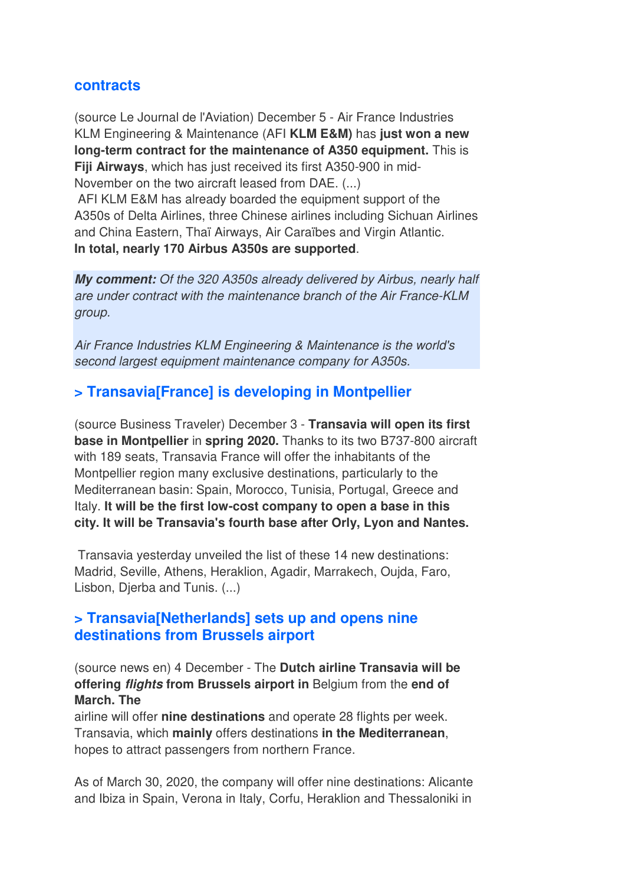## contracts

(source Le Journal de l'Aviation) December 5 - Air France Industries KLM Engineering & Maintenance (AFI **KLM E&M)** has **just won a new long-term contract for the maintenance of A350 equipment.** This is **Fiji Airways**, which has just received its first A350-900 in mid-November on the two aircraft leased from DAE. (...)
AFI KLM E&M has already boarded the equipment support of the A350s of Delta Airlines, three Chinese airlines including Sichuan Airlines and China Eastern, Thaï Airways, Air Caraïbes and Virgin Atlantic.
**In total, nearly 170 Airbus A350s are supported**.

***My comment:*** *Of the 320 A350s already delivered by Airbus, nearly half are under contract with the maintenance branch of the Air France-KLM group.*

*Air France Industries KLM Engineering & Maintenance is the world's second largest equipment maintenance company for A350s.*

## > Transavia[France] is developing in Montpellier

(source Business Traveler) December 3 - **Transavia will open its first base in Montpellier** in **spring 2020.** Thanks to its two B737-800 aircraft with 189 seats, Transavia France will offer the inhabitants of the Montpellier region many exclusive destinations, particularly to the Mediterranean basin: Spain, Morocco, Tunisia, Portugal, Greece and Italy. **It will be the first low-cost company to open a base in this city. It will be Transavia's fourth base after Orly, Lyon and Nantes.**

Transavia yesterday unveiled the list of these 14 new destinations: Madrid, Seville, Athens, Heraklion, Agadir, Marrakech, Oujda, Faro, Lisbon, Djerba and Tunis. (...)

## > Transavia[Netherlands] sets up and opens nine destinations from Brussels airport

(source news en) 4 December - The **Dutch airline Transavia will be offering *flights* from Brussels airport in** Belgium from the **end of March. The**
airline will offer **nine destinations** and operate 28 flights per week. Transavia, which **mainly** offers destinations **in the Mediterranean**, hopes to attract passengers from northern France.

As of March 30, 2020, the company will offer nine destinations: Alicante and Ibiza in Spain, Verona in Italy, Corfu, Heraklion and Thessaloniki in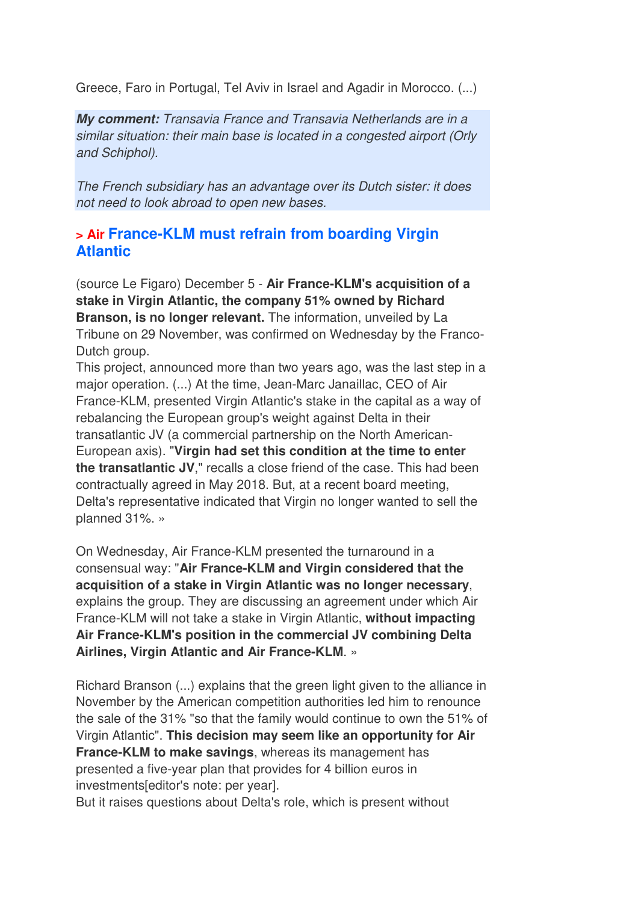Greece, Faro in Portugal, Tel Aviv in Israel and Agadir in Morocco. (...)

***My comment:*** *Transavia France and Transavia Netherlands are in a similar situation: their main base is located in a congested airport (Orly and Schiphol).*

*The French subsidiary has an advantage over its Dutch sister: it does not need to look abroad to open new bases.*

## > Air France-KLM must refrain from boarding Virgin Atlantic

(source Le Figaro) December 5 - **Air France-KLM's acquisition of a stake in Virgin Atlantic, the company 51% owned by Richard Branson, is no longer relevant.** The information, unveiled by La Tribune on 29 November, was confirmed on Wednesday by the Franco-Dutch group.

This project, announced more than two years ago, was the last step in a major operation. (...) At the time, Jean-Marc Janaillac, CEO of Air France-KLM, presented Virgin Atlantic's stake in the capital as a way of rebalancing the European group's weight against Delta in their transatlantic JV (a commercial partnership on the North American-European axis). "**Virgin had set this condition at the time to enter the transatlantic JV**," recalls a close friend of the case. This had been contractually agreed in May 2018. But, at a recent board meeting, Delta's representative indicated that Virgin no longer wanted to sell the planned 31%. »

On Wednesday, Air France-KLM presented the turnaround in a consensual way: "**Air France-KLM and Virgin considered that the acquisition of a stake in Virgin Atlantic was no longer necessary**, explains the group. They are discussing an agreement under which Air France-KLM will not take a stake in Virgin Atlantic, **without impacting Air France-KLM's position in the commercial JV combining Delta Airlines, Virgin Atlantic and Air France-KLM**. »

Richard Branson (...) explains that the green light given to the alliance in November by the American competition authorities led him to renounce the sale of the 31% "so that the family would continue to own the 51% of Virgin Atlantic". **This decision may seem like an opportunity for Air France-KLM to make savings**, whereas its management has presented a five-year plan that provides for 4 billion euros in investments[editor's note: per year].

But it raises questions about Delta's role, which is present without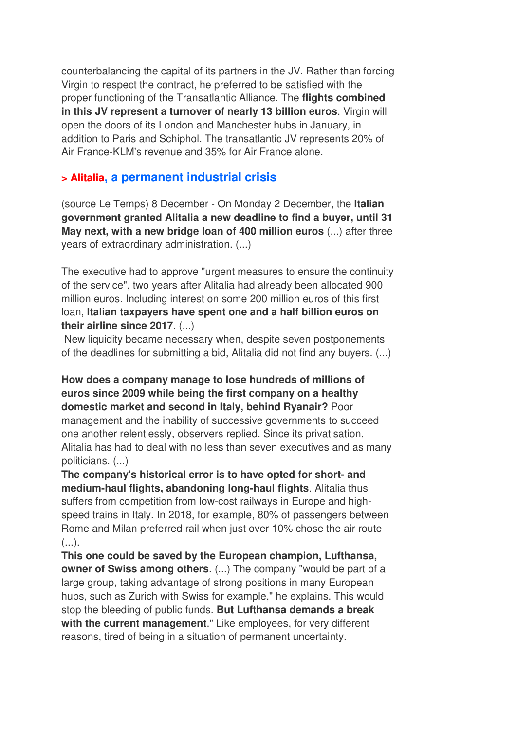counterbalancing the capital of its partners in the JV. Rather than forcing Virgin to respect the contract, he preferred to be satisfied with the proper functioning of the Transatlantic Alliance. The **flights combined in this JV represent a turnover of nearly 13 billion euros**. Virgin will open the doors of its London and Manchester hubs in January, in addition to Paris and Schiphol. The transatlantic JV represents 20% of Air France-KLM's revenue and 35% for Air France alone.

## > Alitalia, a permanent industrial crisis

(source Le Temps) 8 December - On Monday 2 December, the **Italian government granted Alitalia a new deadline to find a buyer, until 31 May next, with a new bridge loan of 400 million euros** (...) after three years of extraordinary administration. (...)

The executive had to approve "urgent measures to ensure the continuity of the service", two years after Alitalia had already been allocated 900 million euros. Including interest on some 200 million euros of this first loan, **Italian taxpayers have spent one and a half billion euros on their airline since 2017**. (...)
New liquidity became necessary when, despite seven postponements of the deadlines for submitting a bid, Alitalia did not find any buyers. (...)

**How does a company manage to lose hundreds of millions of euros since 2009 while being the first company on a healthy domestic market and second in Italy, behind Ryanair?** Poor management and the inability of successive governments to succeed one another relentlessly, observers replied. Since its privatisation, Alitalia has had to deal with no less than seven executives and as many politicians. (...)
**The company's historical error is to have opted for short- and medium-haul flights, abandoning long-haul flights**. Alitalia thus suffers from competition from low-cost railways in Europe and high-speed trains in Italy. In 2018, for example, 80% of passengers between Rome and Milan preferred rail when just over 10% chose the air route (...).
**This one could be saved by the European champion, Lufthansa, owner of Swiss among others**. (...) The company "would be part of a large group, taking advantage of strong positions in many European hubs, such as Zurich with Swiss for example," he explains. This would stop the bleeding of public funds. **But Lufthansa demands a break with the current management**." Like employees, for very different reasons, tired of being in a situation of permanent uncertainty.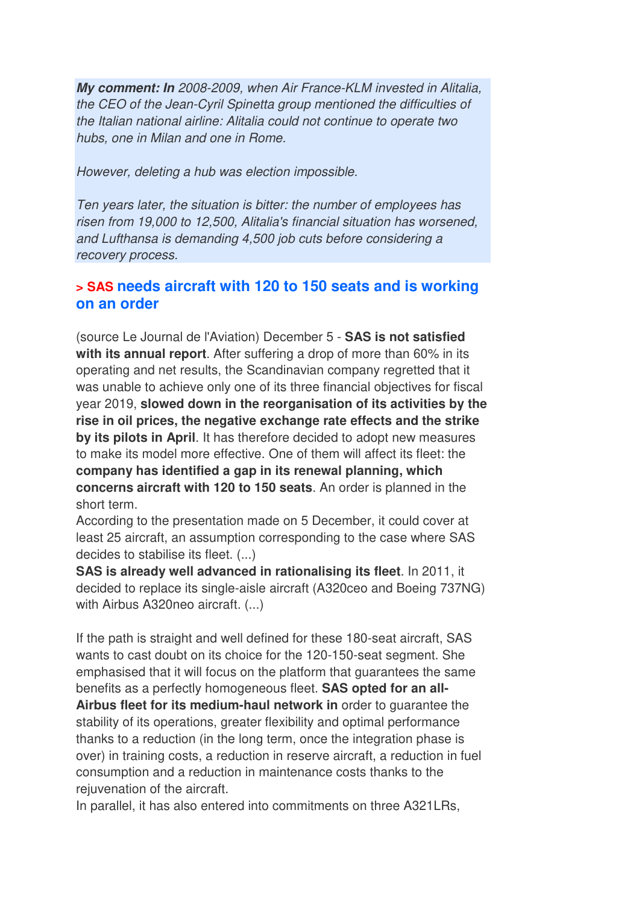*My comment: In 2008-2009, when Air France-KLM invested in Alitalia, the CEO of the Jean-Cyril Spinetta group mentioned the difficulties of the Italian national airline: Alitalia could not continue to operate two hubs, one in Milan and one in Rome.*

*However, deleting a hub was election impossible.*

*Ten years later, the situation is bitter: the number of employees has risen from 19,000 to 12,500, Alitalia's financial situation has worsened, and Lufthansa is demanding 4,500 job cuts before considering a recovery process.*

## > SAS needs aircraft with 120 to 150 seats and is working on an order

(source Le Journal de l'Aviation) December 5 - **SAS is not satisfied with its annual report**. After suffering a drop of more than 60% in its operating and net results, the Scandinavian company regretted that it was unable to achieve only one of its three financial objectives for fiscal year 2019, **slowed down in the reorganisation of its activities by the rise in oil prices, the negative exchange rate effects and the strike by its pilots in April**. It has therefore decided to adopt new measures to make its model more effective. One of them will affect its fleet: the **company has identified a gap in its renewal planning, which concerns aircraft with 120 to 150 seats**. An order is planned in the short term.
According to the presentation made on 5 December, it could cover at least 25 aircraft, an assumption corresponding to the case where SAS decides to stabilise its fleet. (...)
**SAS is already well advanced in rationalising its fleet**. In 2011, it decided to replace its single-aisle aircraft (A320ceo and Boeing 737NG) with Airbus A320neo aircraft. (...)

If the path is straight and well defined for these 180-seat aircraft, SAS wants to cast doubt on its choice for the 120-150-seat segment. She emphasised that it will focus on the platform that guarantees the same benefits as a perfectly homogeneous fleet. **SAS opted for an all-Airbus fleet for its medium-haul network in** order to guarantee the stability of its operations, greater flexibility and optimal performance thanks to a reduction (in the long term, once the integration phase is over) in training costs, a reduction in reserve aircraft, a reduction in fuel consumption and a reduction in maintenance costs thanks to the rejuvenation of the aircraft.
In parallel, it has also entered into commitments on three A321LRs,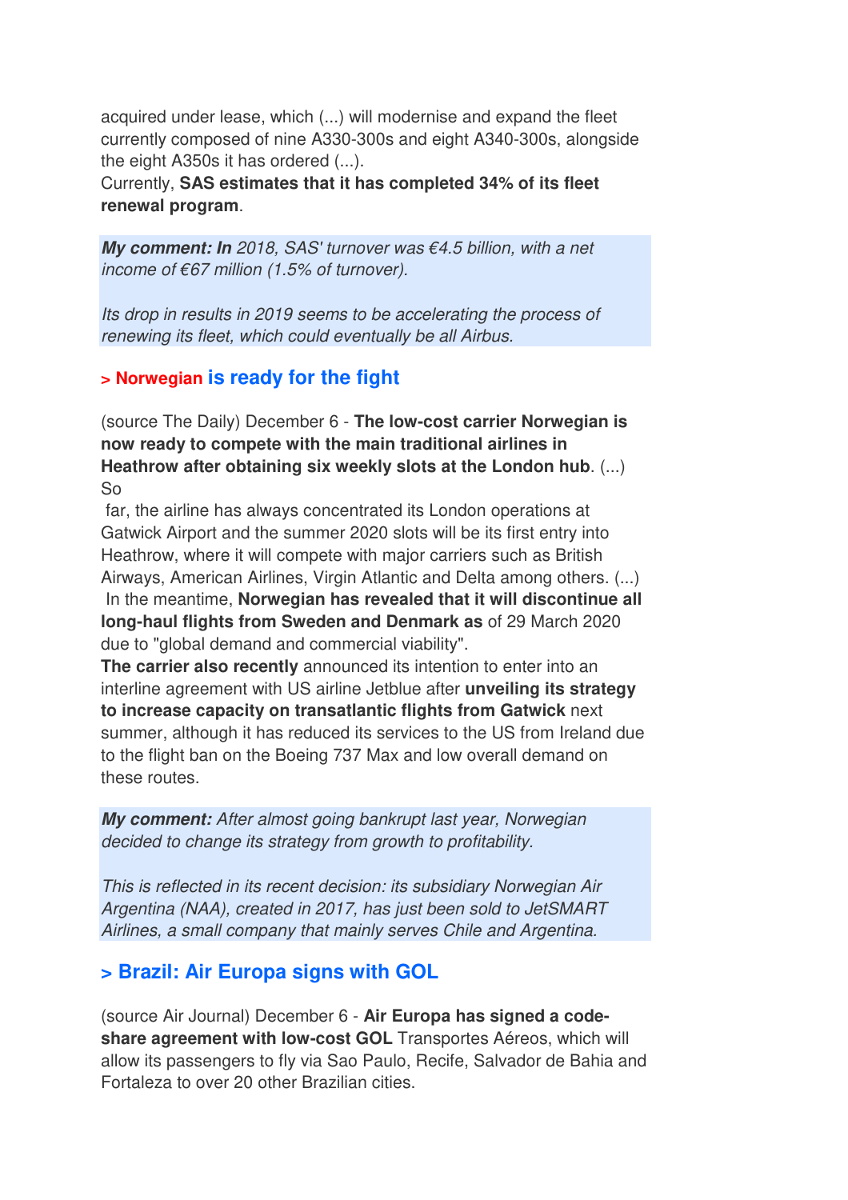acquired under lease, which (...) will modernise and expand the fleet currently composed of nine A330-300s and eight A340-300s, alongside the eight A350s it has ordered (...).
Currently, **SAS estimates that it has completed 34% of its fleet renewal program**.

***My comment: In*** *2018, SAS' turnover was €4.5 billion, with a net income of €67 million (1.5% of turnover).*

*Its drop in results in 2019 seems to be accelerating the process of renewing its fleet, which could eventually be all Airbus.*

### > Norwegian is ready for the fight

(source The Daily) December 6 - **The low-cost carrier Norwegian is now ready to compete with the main traditional airlines in Heathrow after obtaining six weekly slots at the London hub**. (...) So far, the airline has always concentrated its London operations at Gatwick Airport and the summer 2020 slots will be its first entry into Heathrow, where it will compete with major carriers such as British Airways, American Airlines, Virgin Atlantic and Delta among others. (...)
In the meantime, **Norwegian has revealed that it will discontinue all long-haul flights from Sweden and Denmark as** of 29 March 2020 due to "global demand and commercial viability".
**The carrier also recently** announced its intention to enter into an interline agreement with US airline Jetblue after **unveiling its strategy to increase capacity on transatlantic flights from Gatwick** next summer, although it has reduced its services to the US from Ireland due to the flight ban on the Boeing 737 Max and low overall demand on these routes.

***My comment:*** *After almost going bankrupt last year, Norwegian decided to change its strategy from growth to profitability.*

*This is reflected in its recent decision: its subsidiary Norwegian Air Argentina (NAA), created in 2017, has just been sold to JetSMART Airlines, a small company that mainly serves Chile and Argentina.*

### > Brazil: Air Europa signs with GOL

(source Air Journal) December 6 - **Air Europa has signed a code-share agreement with low-cost GOL** Transportes Aéreos, which will allow its passengers to fly via Sao Paulo, Recife, Salvador de Bahia and Fortaleza to over 20 other Brazilian cities.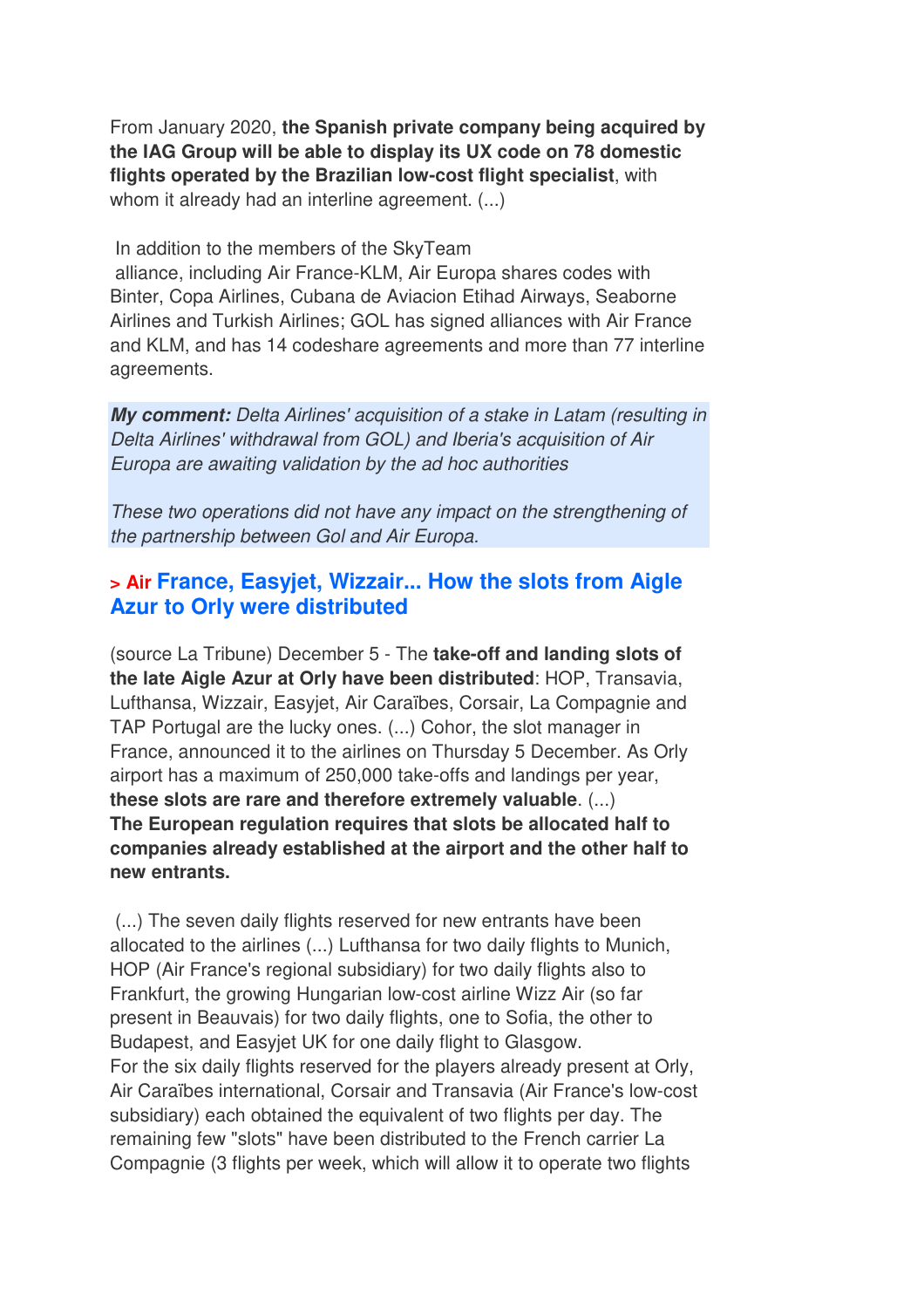From January 2020, **the Spanish private company being acquired by the IAG Group will be able to display its UX code on 78 domestic flights operated by the Brazilian low-cost flight specialist**, with whom it already had an interline agreement. (...)

In addition to the members of the SkyTeam alliance, including Air France-KLM, Air Europa shares codes with Binter, Copa Airlines, Cubana de Aviacion Etihad Airways, Seaborne Airlines and Turkish Airlines; GOL has signed alliances with Air France and KLM, and has 14 codeshare agreements and more than 77 interline agreements.

***My comment:*** *Delta Airlines' acquisition of a stake in Latam (resulting in Delta Airlines' withdrawal from GOL) and Iberia's acquisition of Air Europa are awaiting validation by the ad hoc authorities*

*These two operations did not have any impact on the strengthening of the partnership between Gol and Air Europa.*

## > Air France, Easyjet, Wizzair... How the slots from Aigle Azur to Orly were distributed

(source La Tribune) December 5 - The **take-off and landing slots of the late Aigle Azur at Orly have been distributed**: HOP, Transavia, Lufthansa, Wizzair, Easyjet, Air Caraïbes, Corsair, La Compagnie and TAP Portugal are the lucky ones. (...) Cohor, the slot manager in France, announced it to the airlines on Thursday 5 December. As Orly airport has a maximum of 250,000 take-offs and landings per year, **these slots are rare and therefore extremely valuable**. (...) **The European regulation requires that slots be allocated half to companies already established at the airport and the other half to new entrants.**

(...) The seven daily flights reserved for new entrants have been allocated to the airlines (...) Lufthansa for two daily flights to Munich, HOP (Air France's regional subsidiary) for two daily flights also to Frankfurt, the growing Hungarian low-cost airline Wizz Air (so far present in Beauvais) for two daily flights, one to Sofia, the other to Budapest, and Easyjet UK for one daily flight to Glasgow.
For the six daily flights reserved for the players already present at Orly, Air Caraïbes international, Corsair and Transavia (Air France's low-cost subsidiary) each obtained the equivalent of two flights per day. The remaining few "slots" have been distributed to the French carrier La Compagnie (3 flights per week, which will allow it to operate two flights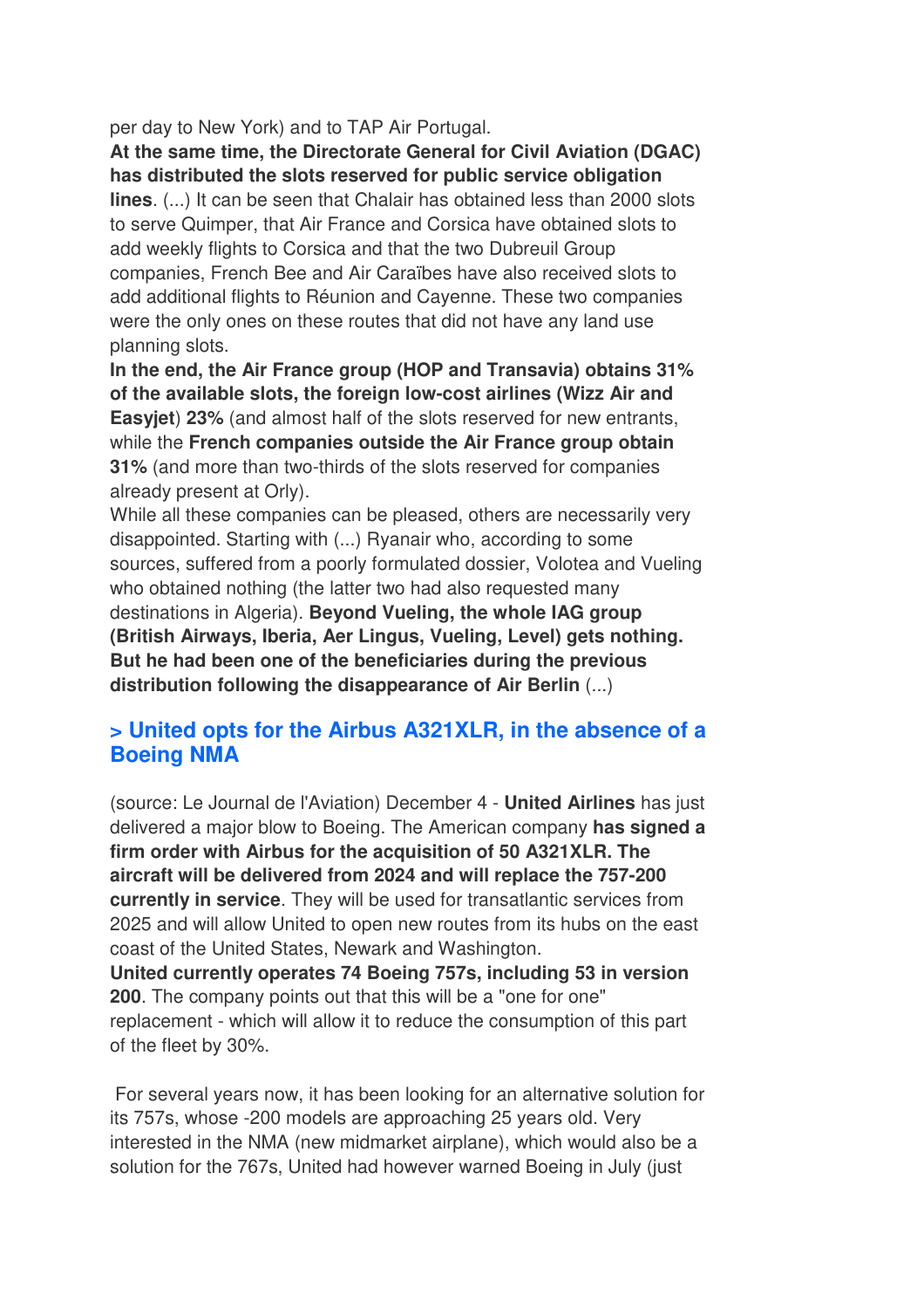per day to New York) and to TAP Air Portugal.

**At the same time, the Directorate General for Civil Aviation (DGAC) has distributed the slots reserved for public service obligation lines**. (...) It can be seen that Chalair has obtained less than 2000 slots to serve Quimper, that Air France and Corsica have obtained slots to add weekly flights to Corsica and that the two Dubreuil Group companies, French Bee and Air Caraïbes have also received slots to add additional flights to Réunion and Cayenne. These two companies were the only ones on these routes that did not have any land use planning slots.

**In the end, the Air France group (HOP and Transavia) obtains 31% of the available slots, the foreign low-cost airlines (Wizz Air and Easyjet**) **23%** (and almost half of the slots reserved for new entrants, while the **French companies outside the Air France group obtain 31%** (and more than two-thirds of the slots reserved for companies already present at Orly).

While all these companies can be pleased, others are necessarily very disappointed. Starting with (...) Ryanair who, according to some sources, suffered from a poorly formulated dossier, Volotea and Vueling who obtained nothing (the latter two had also requested many destinations in Algeria). **Beyond Vueling, the whole IAG group (British Airways, Iberia, Aer Lingus, Vueling, Level) gets nothing. But he had been one of the beneficiaries during the previous distribution following the disappearance of Air Berlin** (...)

## > United opts for the Airbus A321XLR, in the absence of a Boeing NMA

(source: Le Journal de l'Aviation) December 4 - **United Airlines** has just delivered a major blow to Boeing. The American company **has signed a firm order with Airbus for the acquisition of 50 A321XLR. The aircraft will be delivered from 2024 and will replace the 757-200 currently in service**. They will be used for transatlantic services from 2025 and will allow United to open new routes from its hubs on the east coast of the United States, Newark and Washington.

**United currently operates 74 Boeing 757s, including 53 in version 200**. The company points out that this will be a "one for one" replacement - which will allow it to reduce the consumption of this part of the fleet by 30%.

For several years now, it has been looking for an alternative solution for its 757s, whose -200 models are approaching 25 years old. Very interested in the NMA (new midmarket airplane), which would also be a solution for the 767s, United had however warned Boeing in July (just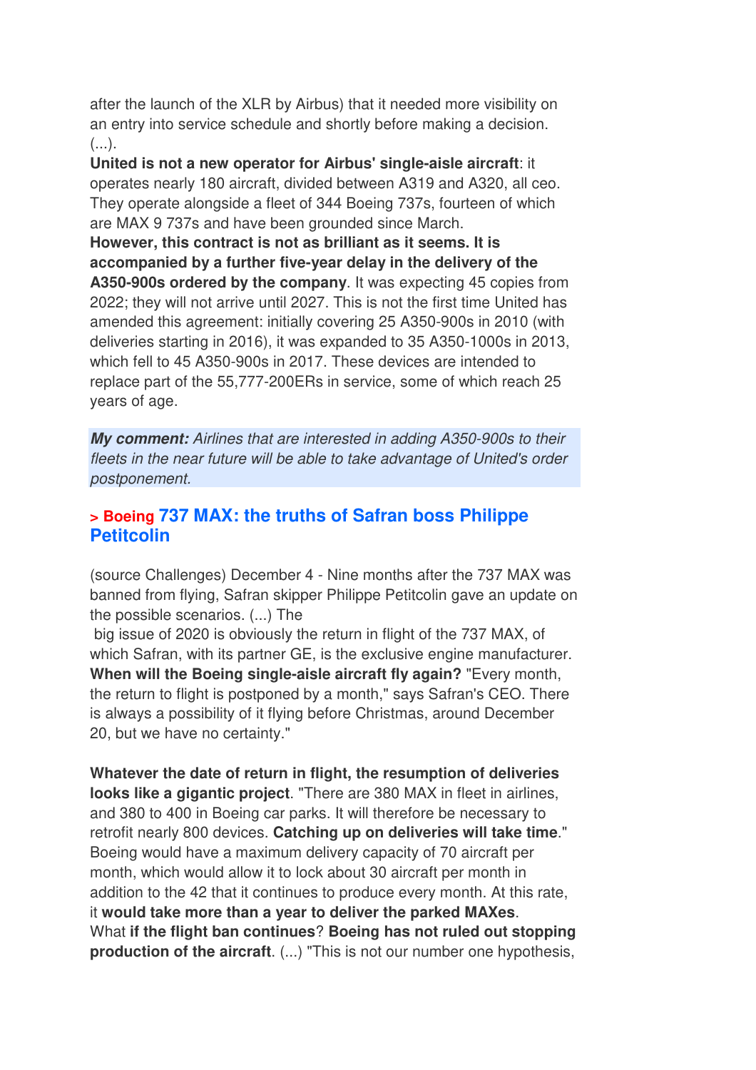after the launch of the XLR by Airbus) that it needed more visibility on an entry into service schedule and shortly before making a decision. (...).

**United is not a new operator for Airbus' single-aisle aircraft**: it operates nearly 180 aircraft, divided between A319 and A320, all ceo. They operate alongside a fleet of 344 Boeing 737s, fourteen of which are MAX 9 737s and have been grounded since March.

**However, this contract is not as brilliant as it seems. It is accompanied by a further five-year delay in the delivery of the A350-900s ordered by the company**. It was expecting 45 copies from 2022; they will not arrive until 2027. This is not the first time United has amended this agreement: initially covering 25 A350-900s in 2010 (with deliveries starting in 2016), it was expanded to 35 A350-1000s in 2013, which fell to 45 A350-900s in 2017. These devices are intended to replace part of the 55,777-200ERs in service, some of which reach 25 years of age.

***My comment:*** *Airlines that are interested in adding A350-900s to their fleets in the near future will be able to take advantage of United's order postponement.*

## > Boeing 737 MAX: the truths of Safran boss Philippe Petitcolin

(source Challenges) December 4 - Nine months after the 737 MAX was banned from flying, Safran skipper Philippe Petitcolin gave an update on the possible scenarios. (...) The big issue of 2020 is obviously the return in flight of the 737 MAX, of which Safran, with its partner GE, is the exclusive engine manufacturer. **When will the Boeing single-aisle aircraft fly again?** "Every month, the return to flight is postponed by a month," says Safran's CEO. There is always a possibility of it flying before Christmas, around December 20, but we have no certainty."

**Whatever the date of return in flight, the resumption of deliveries looks like a gigantic project**. "There are 380 MAX in fleet in airlines, and 380 to 400 in Boeing car parks. It will therefore be necessary to retrofit nearly 800 devices. **Catching up on deliveries will take time**." Boeing would have a maximum delivery capacity of 70 aircraft per month, which would allow it to lock about 30 aircraft per month in addition to the 42 that it continues to produce every month. At this rate, it **would take more than a year to deliver the parked MAXes**. What **if the flight ban continues**? **Boeing has not ruled out stopping production of the aircraft**. (...) "This is not our number one hypothesis,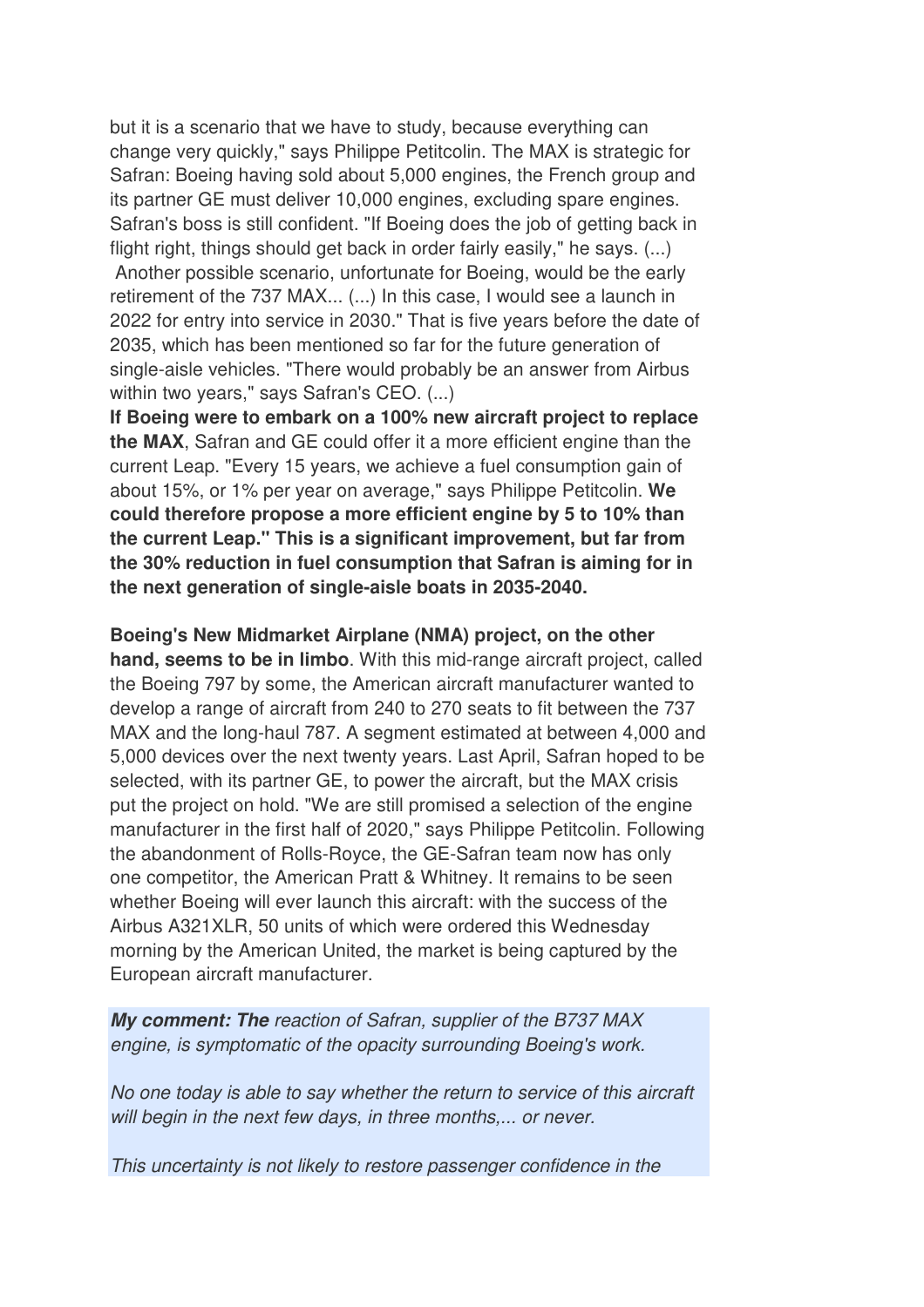but it is a scenario that we have to study, because everything can change very quickly," says Philippe Petitcolin. The MAX is strategic for Safran: Boeing having sold about 5,000 engines, the French group and its partner GE must deliver 10,000 engines, excluding spare engines. Safran's boss is still confident. "If Boeing does the job of getting back in flight right, things should get back in order fairly easily," he says. (...) Another possible scenario, unfortunate for Boeing, would be the early retirement of the 737 MAX... (...) In this case, I would see a launch in 2022 for entry into service in 2030." That is five years before the date of 2035, which has been mentioned so far for the future generation of single-aisle vehicles. "There would probably be an answer from Airbus within two years," says Safran's CEO. (...)

**If Boeing were to embark on a 100% new aircraft project to replace the MAX**, Safran and GE could offer it a more efficient engine than the current Leap. "Every 15 years, we achieve a fuel consumption gain of about 15%, or 1% per year on average," says Philippe Petitcolin. **We could therefore propose a more efficient engine by 5 to 10% than the current Leap." This is a significant improvement, but far from the 30% reduction in fuel consumption that Safran is aiming for in the next generation of single-aisle boats in 2035-2040.**

**Boeing's New Midmarket Airplane (NMA) project, on the other hand, seems to be in limbo**. With this mid-range aircraft project, called the Boeing 797 by some, the American aircraft manufacturer wanted to develop a range of aircraft from 240 to 270 seats to fit between the 737 MAX and the long-haul 787. A segment estimated at between 4,000 and 5,000 devices over the next twenty years. Last April, Safran hoped to be selected, with its partner GE, to power the aircraft, but the MAX crisis put the project on hold. "We are still promised a selection of the engine manufacturer in the first half of 2020," says Philippe Petitcolin. Following the abandonment of Rolls-Royce, the GE-Safran team now has only one competitor, the American Pratt & Whitney. It remains to be seen whether Boeing will ever launch this aircraft: with the success of the Airbus A321XLR, 50 units of which were ordered this Wednesday morning by the American United, the market is being captured by the European aircraft manufacturer.

***My comment: The*** *reaction of Safran, supplier of the B737 MAX engine, is symptomatic of the opacity surrounding Boeing's work.*

*No one today is able to say whether the return to service of this aircraft will begin in the next few days, in three months,... or never.*

*This uncertainty is not likely to restore passenger confidence in the*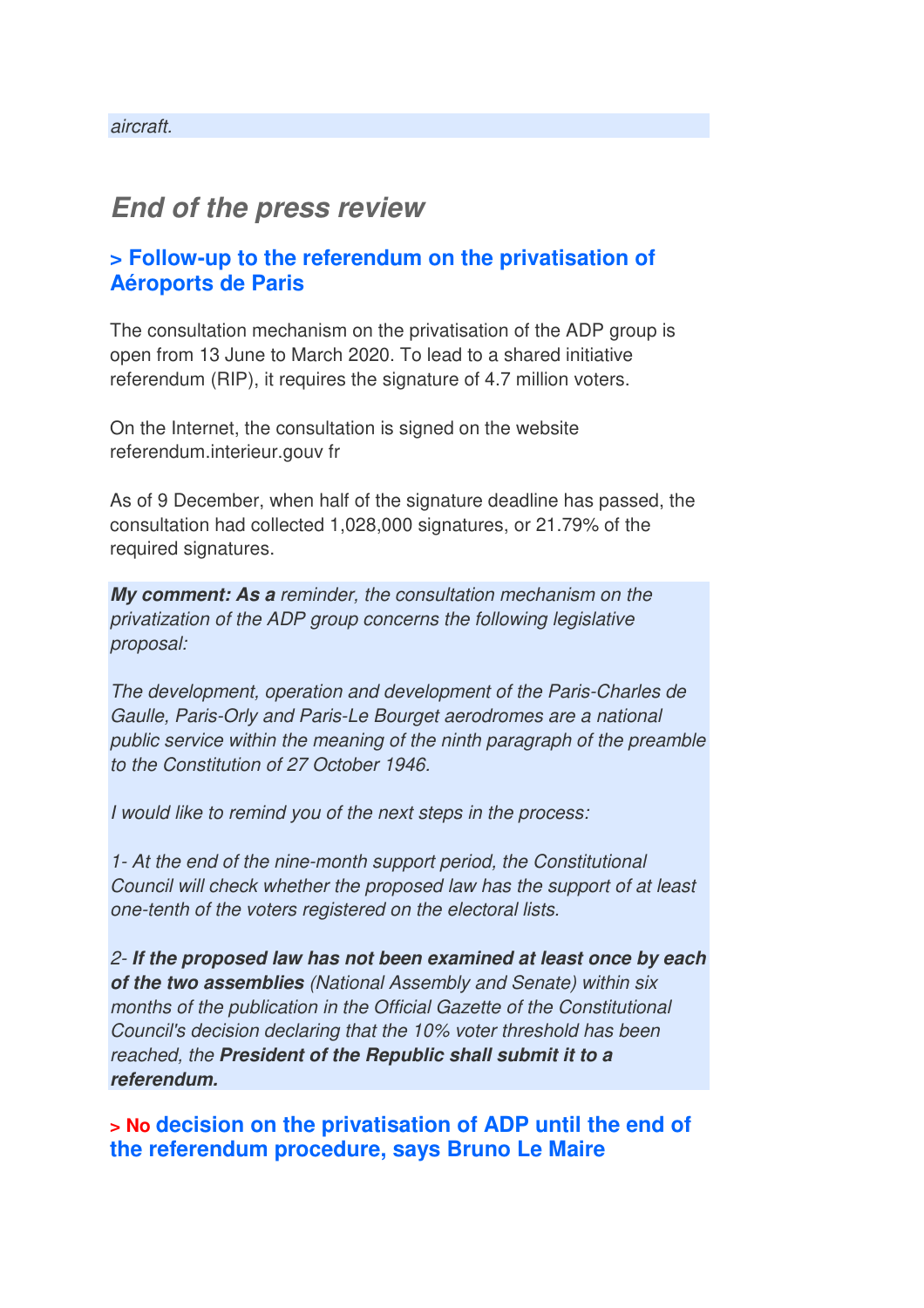*aircraft.*

## *End of the press review*

### > Follow-up to the referendum on the privatisation of Aéroports de Paris

The consultation mechanism on the privatisation of the ADP group is open from 13 June to March 2020. To lead to a shared initiative referendum (RIP), it requires the signature of 4.7 million voters.

On the Internet, the consultation is signed on the website referendum.interieur.gouv fr

As of 9 December, when half of the signature deadline has passed, the consultation had collected 1,028,000 signatures, or 21.79% of the required signatures.

***My comment: As a** reminder, the consultation mechanism on the privatization of the ADP group concerns the following legislative proposal:*

*The development, operation and development of the Paris-Charles de Gaulle, Paris-Orly and Paris-Le Bourget aerodromes are a national public service within the meaning of the ninth paragraph of the preamble to the Constitution of 27 October 1946.*

*I would like to remind you of the next steps in the process:*

*1- At the end of the nine-month support period, the Constitutional Council will check whether the proposed law has the support of at least one-tenth of the voters registered on the electoral lists.*

*2- **If the proposed law has not been examined at least once by each of the two assemblies** (National Assembly and Senate) within six months of the publication in the Official Gazette of the Constitutional Council's decision declaring that the 10% voter threshold has been reached, the **President of the Republic shall submit it to a referendum.***

### > No decision on the privatisation of ADP until the end of the referendum procedure, says Bruno Le Maire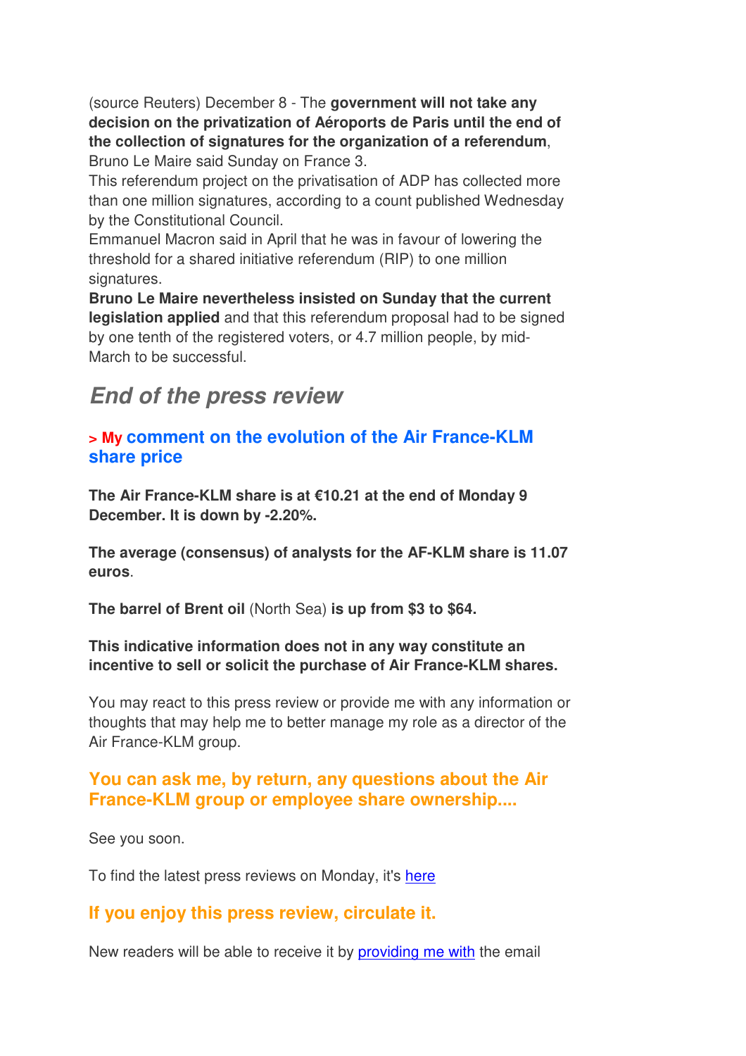(source Reuters) December 8 - The **government will not take any decision on the privatization of Aéroports de Paris until the end of the collection of signatures for the organization of a referendum**, Bruno Le Maire said Sunday on France 3.

This referendum project on the privatisation of ADP has collected more than one million signatures, according to a count published Wednesday by the Constitutional Council.

Emmanuel Macron said in April that he was in favour of lowering the threshold for a shared initiative referendum (RIP) to one million signatures.

**Bruno Le Maire nevertheless insisted on Sunday that the current legislation applied** and that this referendum proposal had to be signed by one tenth of the registered voters, or 4.7 million people, by mid-March to be successful.

## *End of the press review*

### > My comment on the evolution of the Air France-KLM share price

**The Air France-KLM share is at €10.21 at the end of Monday 9 December. It is down by -2.20%.**

**The average (consensus) of analysts for the AF-KLM share is 11.07 euros**.

**The barrel of Brent oil** (North Sea) **is up from $3 to $64.**

**This indicative information does not in any way constitute an incentive to sell or solicit the purchase of Air France-KLM shares.**

You may react to this press review or provide me with any information or thoughts that may help me to better manage my role as a director of the Air France-KLM group.

### You can ask me, by return, any questions about the Air France-KLM group or employee share ownership....

See you soon.

To find the latest press reviews on Monday, it's here

### If you enjoy this press review, circulate it.

New readers will be able to receive it by providing me with the email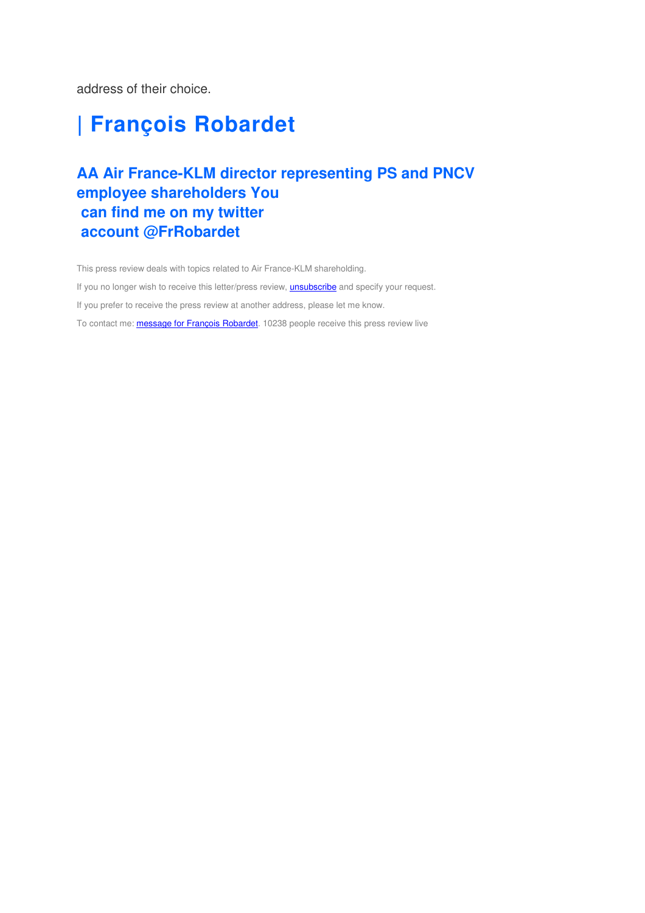address of their choice.

## | François Robardet

### AA Air France-KLM director representing PS and PNCV employee shareholders You can find me on my twitter account @FrRobardet

This press review deals with topics related to Air France-KLM shareholding.

If you no longer wish to receive this letter/press review, unsubscribe and specify your request.

If you prefer to receive the press review at another address, please let me know.

To contact me: message for François Robardet. 10238 people receive this press review live